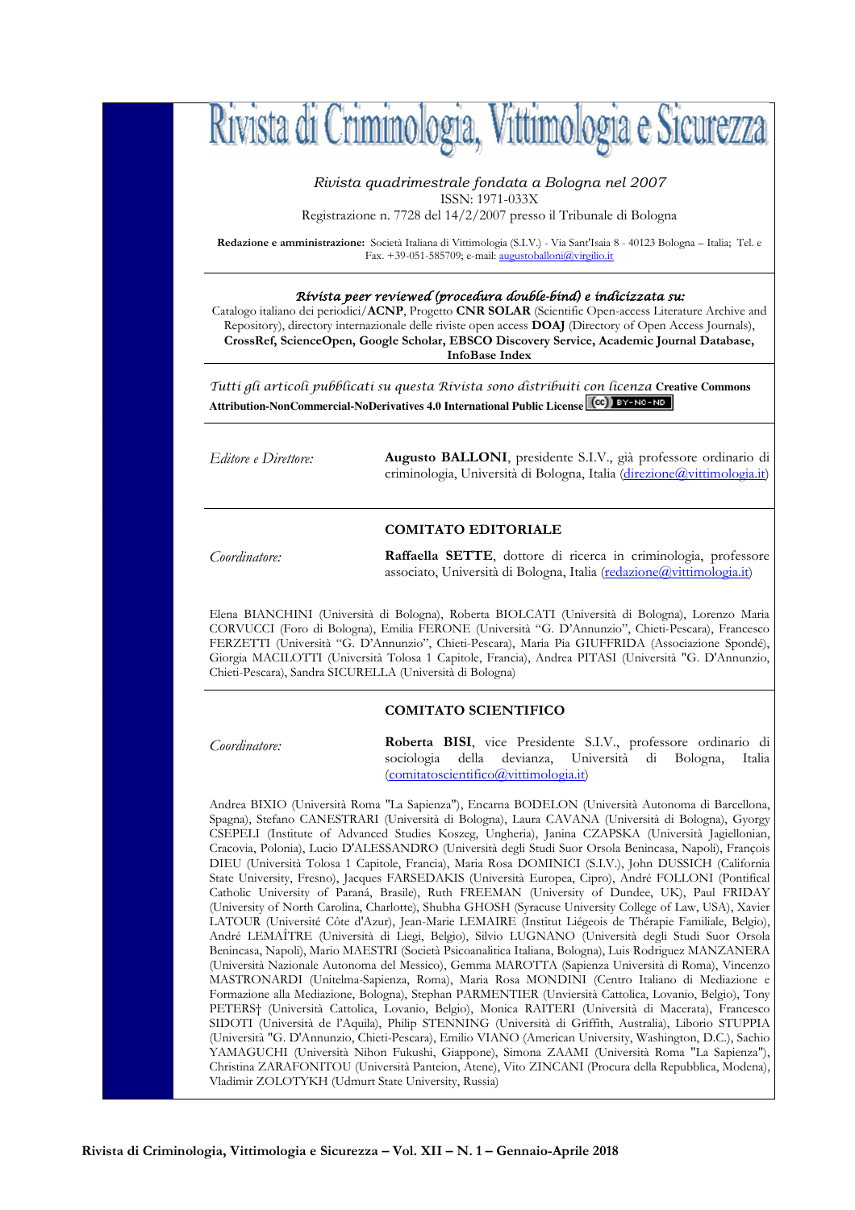# Rivista di Criminologia, Vittimologia e Sicurezza

*Rivista quadrimestrale fondata a Bologna nel 2007*

ISSN: 1971-033X

Registrazione n. 7728 del 14/2/2007 presso il Tribunale di Bologna

**Redazione e amministrazione:** Società Italiana di Vittimologia (S.I.V.) - Via Sant'Isaia 8 - 40123 Bologna – Italia; Tel. e Fax. +39-051-585709; e-mail: augustoballoni@virgilio.it

---

***Rivista peer reviewed (procedura double-bind) e indicizzata su:***

Catalogo italiano dei periodici/**ACNP**, Progetto **CNR SOLAR** (Scientific Open-access Literature Archive and Repository), directory internazionale delle riviste open access **DOAJ** (Directory of Open Access Journals), **CrossRef, ScienceOpen, Google Scholar, EBSCO Discovery Service, Academic Journal Database, InfoBase Index**

---

*Tutti gli articoli pubblicati su questa Rivista sono distribuiti con licenza* **Creative Commons Attribution-NonCommercial-NoDerivatives 4.0 International Public License** (cc) BY-NC-ND

---

*Editore e Direttore:* **Augusto BALLONI**, presidente S.I.V., già professore ordinario di criminologia, Università di Bologna, Italia (direzione@vittimologia.it)

---

## COMITATO EDITORIALE

*Coordinatore:* **Raffaella SETTE**, dottore di ricerca in criminologia, professore associato, Università di Bologna, Italia (redazione@vittimologia.it)

Elena BIANCHINI (Università di Bologna), Roberta BIOLCATI (Università di Bologna), Lorenzo Maria CORVUCCI (Foro di Bologna), Emilia FERONE (Università "G. D'Annunzio", Chieti-Pescara), Francesco FERZETTI (Università "G. D'Annunzio", Chieti-Pescara), Maria Pia GIUFFRIDA (Associazione Spondé), Giorgia MACILOTTI (Università Tolosa 1 Capitole, Francia), Andrea PITASI (Università "G. D'Annunzio, Chieti-Pescara), Sandra SICURELLA (Università di Bologna)

---

## COMITATO SCIENTIFICO

*Coordinatore:* **Roberta BISI**, vice Presidente S.I.V., professore ordinario di sociologia della devianza, Università di Bologna, Italia (comitatoscientifico@vittimologia.it)

Andrea BIXIO (Università Roma "La Sapienza"), Encarna BODELON (Università Autonoma di Barcellona, Spagna), Stefano CANESTRARI (Università di Bologna), Laura CAVANA (Università di Bologna), Gyorgy CSEPELI (Institute of Advanced Studies Koszeg, Ungheria), Janina CZAPSKA (Università Jagiellonian, Cracovia, Polonia), Lucio D'ALESSANDRO (Università degli Studi Suor Orsola Benincasa, Napoli), François DIEU (Università Tolosa 1 Capitole, Francia), Maria Rosa DOMINICI (S.I.V.), John DUSSICH (California State University, Fresno), Jacques FARSEDAKIS (Università Europea, Cipro), André FOLLONI (Pontifical Catholic University of Paraná, Brasile), Ruth FREEMAN (University of Dundee, UK), Paul FRIDAY (University of North Carolina, Charlotte), Shubha GHOSH (Syracuse University College of Law, USA), Xavier LATOUR (Université Côte d'Azur), Jean-Marie LEMAIRE (Institut Liégeois de Thérapie Familiale, Belgio), André LEMAÎTRE (Università di Liegi, Belgio), Silvio LUGNANO (Università degli Studi Suor Orsola Benincasa, Napoli), Mario MAESTRI (Società Psicoanalitica Italiana, Bologna), Luis Rodriguez MANZANERA (Università Nazionale Autonoma del Messico), Gemma MAROTTA (Sapienza Università di Roma), Vincenzo MASTRONARDI (Unitelma-Sapienza, Roma), Maria Rosa MONDINI (Centro Italiano di Mediazione e Formazione alla Mediazione, Bologna), Stephan PARMENTIER (Unviersità Cattolica, Lovanio, Belgio), Tony PETERS† (Università Cattolica, Lovanio, Belgio), Monica RAITERI (Università di Macerata), Francesco SIDOTI (Università de l'Aquila), Philip STENNING (Università di Griffith, Australia), Liborio STUPPIA (Università "G. D'Annunzio, Chieti-Pescara), Emilio VIANO (American University, Washington, D.C.), Sachio YAMAGUCHI (Università Nihon Fukushi, Giappone), Simona ZAAMI (Università Roma "La Sapienza"), Christina ZARAFONITOU (Università Panteion, Atene), Vito ZINCANI (Procura della Repubblica, Modena), Vladimir ZOLOTYKH (Udmurt State University, Russia)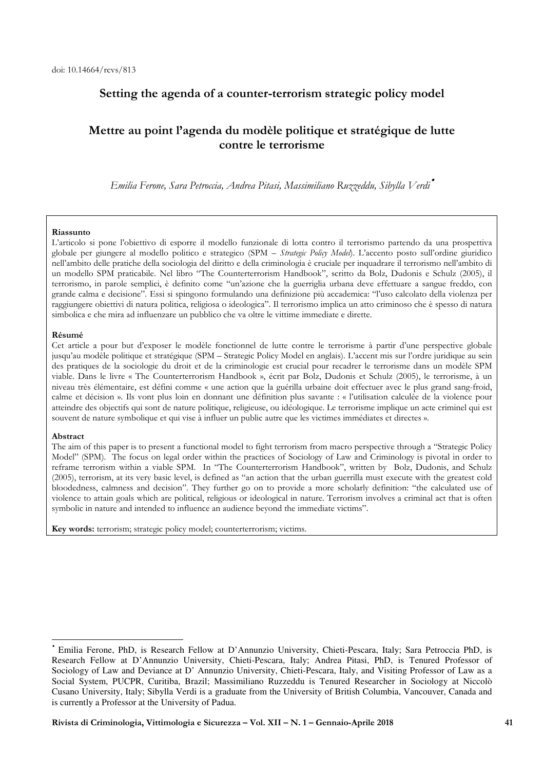doi: 10.14664/rcvs/813

# Setting the agenda of a counter-terrorism strategic policy model

# Mettre au point l'agenda du modèle politique et stratégique de lutte contre le terrorisme

*Emilia Ferone, Sara Petroccia, Andrea Pitasi, Massimiliano Ruzzeddu, Sibylla Verdi*[•]

**Riassunto**

L'articolo si pone l'obiettivo di esporre il modello funzionale di lotta contro il terrorismo partendo da una prospettiva globale per giungere al modello politico e strategico (SPM – *Strategic Policy Model*). L'accento posto sull'ordine giuridico nell'ambito delle pratiche della sociologia del diritto e della criminologia è cruciale per inquadrare il terrorismo nell'ambito di un modello SPM praticabile. Nel libro "The Counterterrorism Handbook", scritto da Bolz, Dudonis e Schulz (2005), il terrorismo, in parole semplici, è definito come "un'azione che la guerriglia urbana deve effettuare a sangue freddo, con grande calma e decisione". Essi si spingono formulando una definizione più accademica: "l'uso calcolato della violenza per raggiungere obiettivi di natura politica, religiosa o ideologica". Il terrorismo implica un atto criminoso che è spesso di natura simbolica e che mira ad influenzare un pubblico che va oltre le vittime immediate e dirette.

**Résumé**

Cet article a pour but d'exposer le modèle fonctionnel de lutte contre le terrorisme à partir d'une perspective globale jusqu'au modèle politique et stratégique (SPM – Strategic Policy Model en anglais). L'accent mis sur l'ordre juridique au sein des pratiques de la sociologie du droit et de la criminologie est crucial pour recadrer le terrorisme dans un modèle SPM viable. Dans le livre « The Counterterrorism Handbook », écrit par Bolz, Dudonis et Schulz (2005), le terrorisme, à un niveau très élémentaire, est défini comme « une action que la guérilla urbaine doit effectuer avec le plus grand sang-froid, calme et décision ». Ils vont plus loin en donnant une définition plus savante : « l'utilisation calculée de la violence pour atteindre des objectifs qui sont de nature politique, religieuse, ou idéologique. Le terrorisme implique un acte criminel qui est souvent de nature symbolique et qui vise à influer un public autre que les victimes immédiates et directes ».

**Abstract**

The aim of this paper is to present a functional model to fight terrorism from macro perspective through a "Strategic Policy Model" (SPM). The focus on legal order within the practices of Sociology of Law and Criminology is pivotal in order to reframe terrorism within a viable SPM. In "The Counterterrorism Handbook", written by Bolz, Dudonis, and Schulz (2005), terrorism, at its very basic level, is defined as "an action that the urban guerrilla must execute with the greatest cold bloodedness, calmness and decision". They further go on to provide a more scholarly definition: "the calculated use of violence to attain goals which are political, religious or ideological in nature. Terrorism involves a criminal act that is often symbolic in nature and intended to influence an audience beyond the immediate victims".

**Key words:** terrorism; strategic policy model; counterterrorism; victims.

---

[•] Emilia Ferone, PhD, is Research Fellow at D'Annunzio University, Chieti-Pescara, Italy; Sara Petroccia PhD, is Research Fellow at D'Annunzio University, Chieti-Pescara, Italy; Andrea Pitasi, PhD, is Tenured Professor of Sociology of Law and Deviance at D' Annunzio University, Chieti-Pescara, Italy, and Visiting Professor of Law as a Social System, PUCPR, Curitiba, Brazil; Massimiliano Ruzzeddu is Tenured Researcher in Sociology at Niccolò Cusano University, Italy; Sibylla Verdi is a graduate from the University of British Columbia, Vancouver, Canada and is currently a Professor at the University of Padua.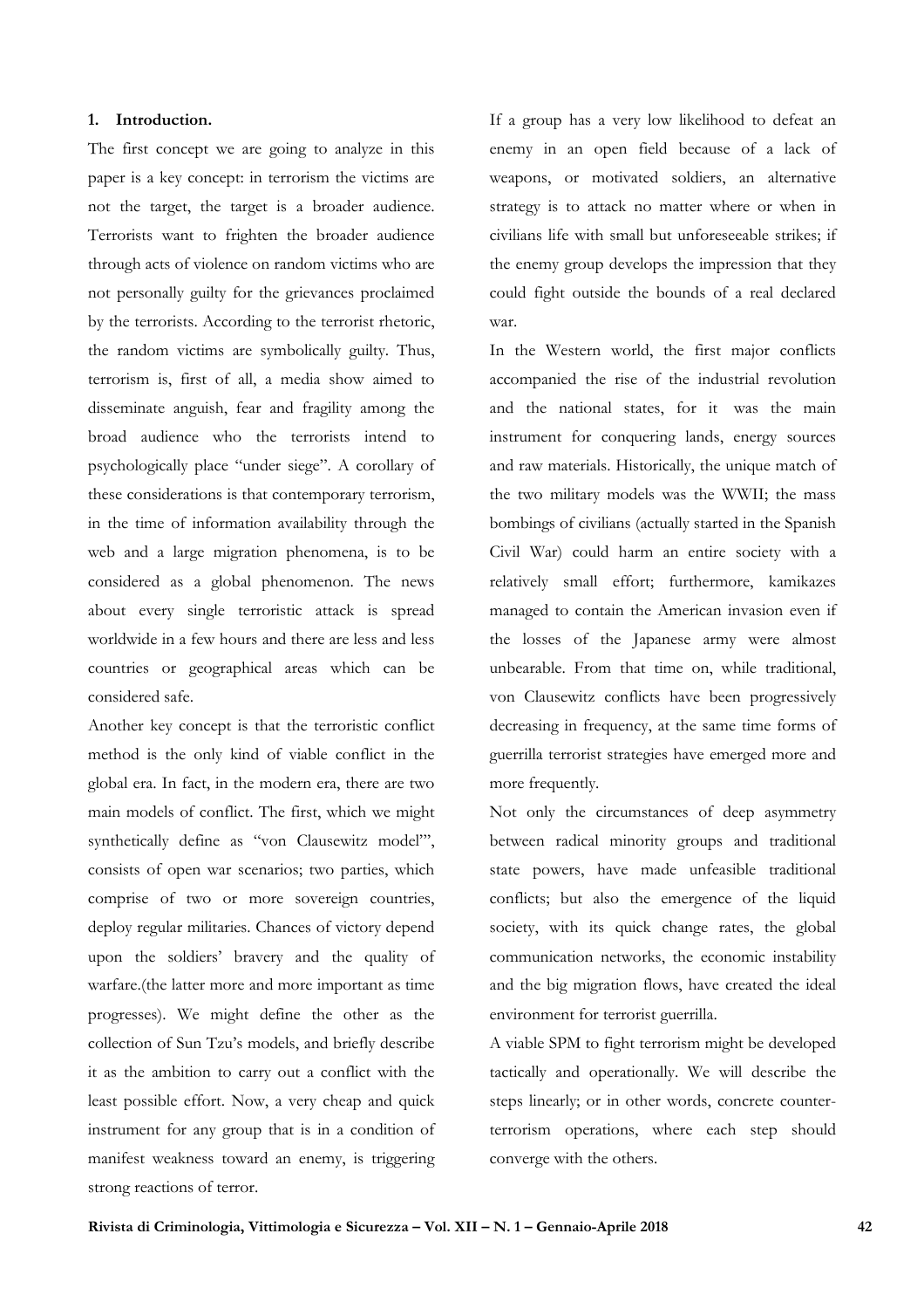## 1. Introduction.

The first concept we are going to analyze in this paper is a key concept: in terrorism the victims are not the target, the target is a broader audience. Terrorists want to frighten the broader audience through acts of violence on random victims who are not personally guilty for the grievances proclaimed by the terrorists. According to the terrorist rhetoric, the random victims are symbolically guilty. Thus, terrorism is, first of all, a media show aimed to disseminate anguish, fear and fragility among the broad audience who the terrorists intend to psychologically place "under siege". A corollary of these considerations is that contemporary terrorism, in the time of information availability through the web and a large migration phenomena, is to be considered as a global phenomenon. The news about every single terroristic attack is spread worldwide in a few hours and there are less and less countries or geographical areas which can be considered safe.

Another key concept is that the terroristic conflict method is the only kind of viable conflict in the global era. In fact, in the modern era, there are two main models of conflict. The first, which we might synthetically define as "von Clausewitz model'", consists of open war scenarios; two parties, which comprise of two or more sovereign countries, deploy regular militaries. Chances of victory depend upon the soldiers' bravery and the quality of warfare.(the latter more and more important as time progresses). We might define the other as the collection of Sun Tzu's models, and briefly describe it as the ambition to carry out a conflict with the least possible effort. Now, a very cheap and quick instrument for any group that is in a condition of manifest weakness toward an enemy, is triggering strong reactions of terror.

If a group has a very low likelihood to defeat an enemy in an open field because of a lack of weapons, or motivated soldiers, an alternative strategy is to attack no matter where or when in civilians life with small but unforeseeable strikes; if the enemy group develops the impression that they could fight outside the bounds of a real declared war.

In the Western world, the first major conflicts accompanied the rise of the industrial revolution and the national states, for it was the main instrument for conquering lands, energy sources and raw materials. Historically, the unique match of the two military models was the WWII; the mass bombings of civilians (actually started in the Spanish Civil War) could harm an entire society with a relatively small effort; furthermore, kamikazes managed to contain the American invasion even if the losses of the Japanese army were almost unbearable. From that time on, while traditional, von Clausewitz conflicts have been progressively decreasing in frequency, at the same time forms of guerrilla terrorist strategies have emerged more and more frequently.

Not only the circumstances of deep asymmetry between radical minority groups and traditional state powers, have made unfeasible traditional conflicts; but also the emergence of the liquid society, with its quick change rates, the global communication networks, the economic instability and the big migration flows, have created the ideal environment for terrorist guerrilla.

A viable SPM to fight terrorism might be developed tactically and operationally. We will describe the steps linearly; or in other words, concrete counter-terrorism operations, where each step should converge with the others.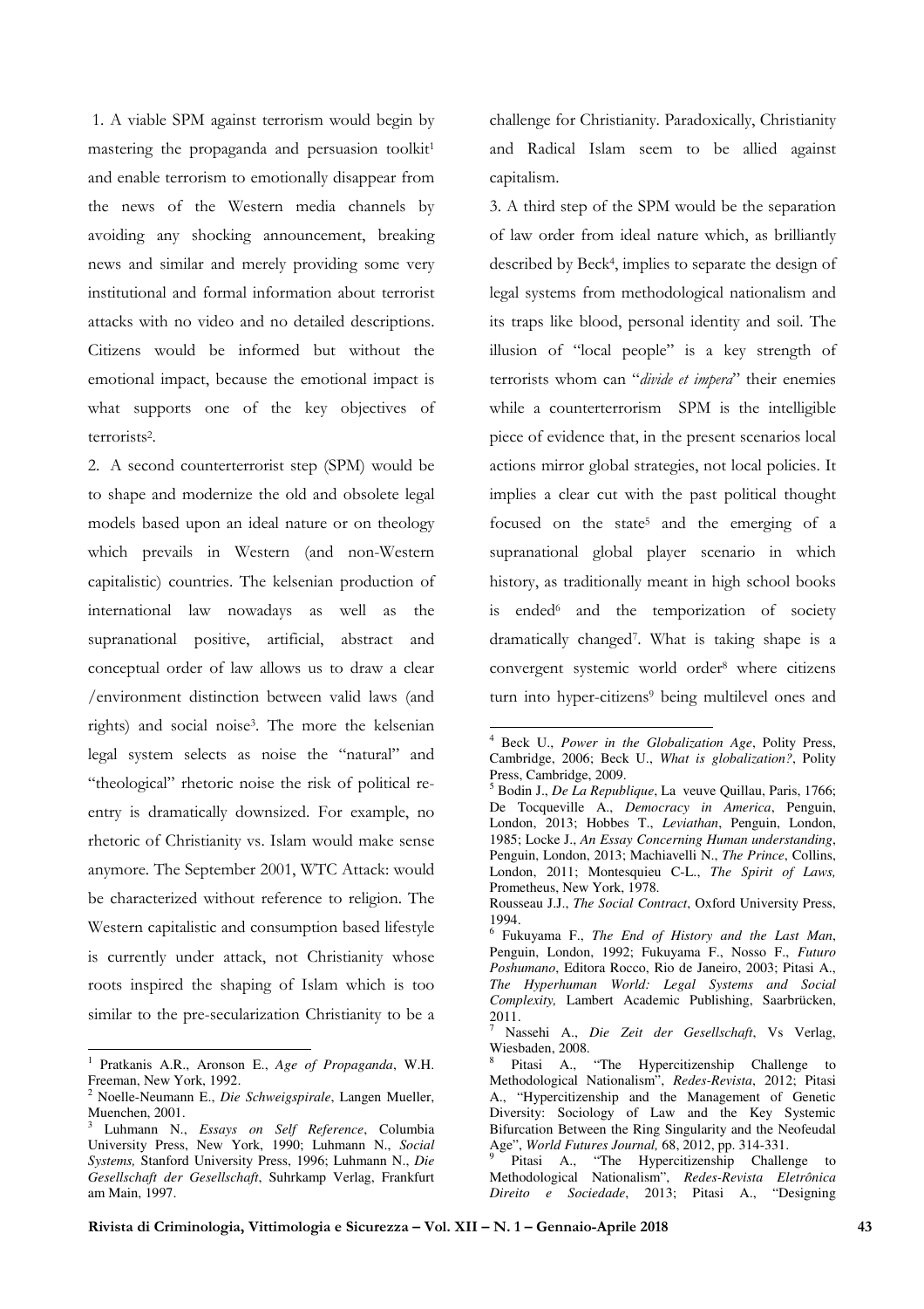1. A viable SPM against terrorism would begin by mastering the propaganda and persuasion toolkit[1] and enable terrorism to emotionally disappear from the news of the Western media channels by avoiding any shocking announcement, breaking news and similar and merely providing some very institutional and formal information about terrorist attacks with no video and no detailed descriptions. Citizens would be informed but without the emotional impact, because the emotional impact is what supports one of the key objectives of terrorists[2].

2. A second counterterrorist step (SPM) would be to shape and modernize the old and obsolete legal models based upon an ideal nature or on theology which prevails in Western (and non-Western capitalistic) countries. The kelsenian production of international law nowadays as well as the supranational positive, artificial, abstract and conceptual order of law allows us to draw a clear /environment distinction between valid laws (and rights) and social noise[3]. The more the kelsenian legal system selects as noise the "natural" and "theological" rhetoric noise the risk of political re-entry is dramatically downsized. For example, no rhetoric of Christianity vs. Islam would make sense anymore. The September 2001, WTC Attack: would be characterized without reference to religion. The Western capitalistic and consumption based lifestyle is currently under attack, not Christianity whose roots inspired the shaping of Islam which is too similar to the pre-secularization Christianity to be a challenge for Christianity. Paradoxically, Christianity and Radical Islam seem to be allied against capitalism.

3. A third step of the SPM would be the separation of law order from ideal nature which, as brilliantly described by Beck[4], implies to separate the design of legal systems from methodological nationalism and its traps like blood, personal identity and soil. The illusion of "local people" is a key strength of terrorists whom can "*divide et impera*" their enemies while a counterterrorism SPM is the intelligible piece of evidence that, in the present scenarios local actions mirror global strategies, not local policies. It implies a clear cut with the past political thought focused on the state[5] and the emerging of a supranational global player scenario in which history, as traditionally meant in high school books is ended[6] and the temporization of society dramatically changed[7]. What is taking shape is a convergent systemic world order[8] where citizens turn into hyper-citizens[9] being multilevel ones and

---

[1] Pratkanis A.R., Aronson E., *Age of Propaganda*, W.H. Freeman, New York, 1992.

[2] Noelle-Neumann E., *Die Schweigspirale*, Langen Mueller, Muenchen, 2001.

[3] Luhmann N., *Essays on Self Reference*, Columbia University Press, New York, 1990; Luhmann N., *Social Systems,* Stanford University Press, 1996; Luhmann N., *Die Gesellschaft der Gesellschaft*, Suhrkamp Verlag, Frankfurt am Main, 1997.

[4] Beck U., *Power in the Globalization Age*, Polity Press, Cambridge, 2006; Beck U., *What is globalization?*, Polity Press, Cambridge, 2009.

[5] Bodin J., *De La Republique*, La veuve Quillau, Paris, 1766; De Tocqueville A., *Democracy in America*, Penguin, London, 2013; Hobbes T., *Leviathan*, Penguin, London, 1985; Locke J., *An Essay Concerning Human understanding*, Penguin, London, 2013; Machiavelli N., *The Prince*, Collins, London, 2011; Montesquieu C-L., *The Spirit of Laws,* Prometheus, New York, 1978.
Rousseau J.J., *The Social Contract*, Oxford University Press, 1994.

[6] Fukuyama F., *The End of History and the Last Man*, Penguin, London, 1992; Fukuyama F., Nosso F., *Futuro Poshumano*, Editora Rocco, Rio de Janeiro, 2003; Pitasi A., *The Hyperhuman World: Legal Systems and Social Complexity,* Lambert Academic Publishing, Saarbrücken, 2011.

[7] Nassehi A., *Die Zeit der Gesellschaft*, Vs Verlag, Wiesbaden, 2008.

[8] Pitasi A., "The Hypercitizenship Challenge to Methodological Nationalism", *Redes-Revista*, 2012; Pitasi A., "Hypercitizenship and the Management of Genetic Diversity: Sociology of Law and the Key Systemic Bifurcation Between the Ring Singularity and the Neofeudal Age", *World Futures Journal,* 68, 2012, pp. 314-331.

[9] Pitasi A., "The Hypercitizenship Challenge to Methodological Nationalism", *Redes-Revista Eletrônica Direito e Sociedade*, 2013; Pitasi A., "Designing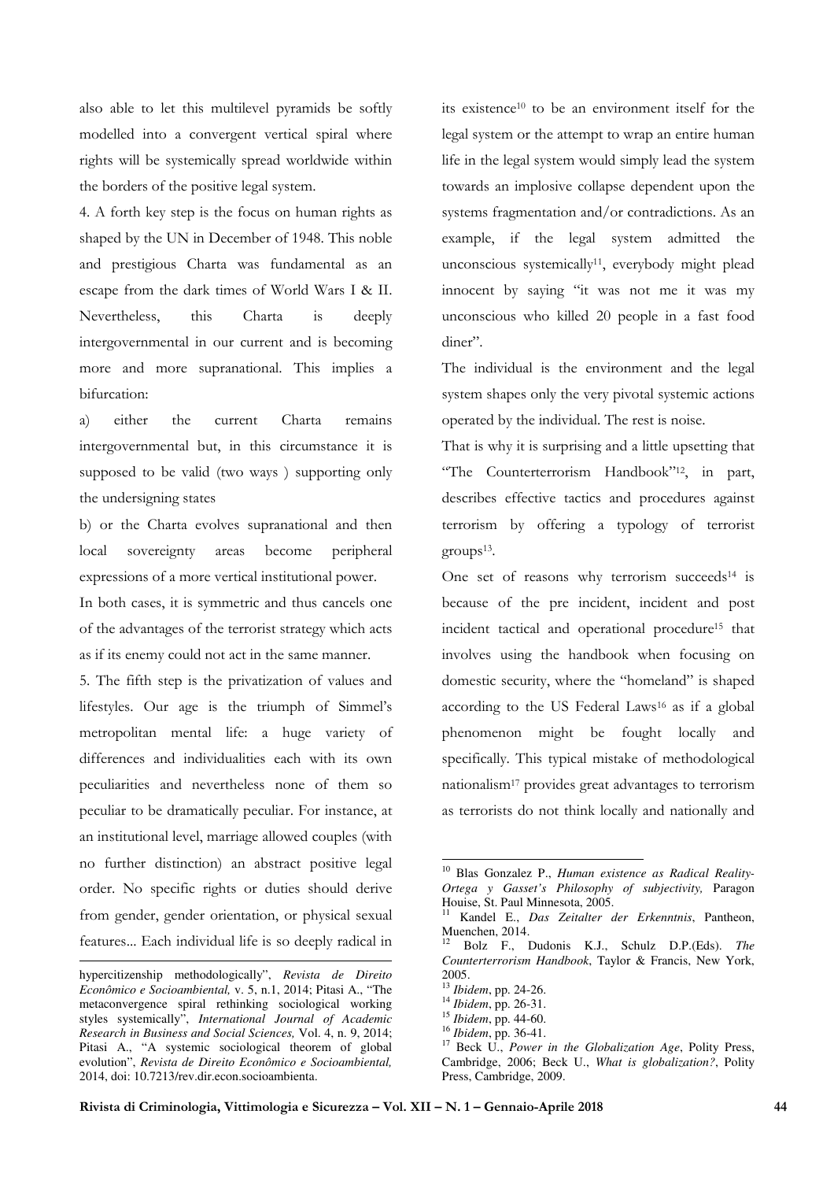also able to let this multilevel pyramids be softly modelled into a convergent vertical spiral where rights will be systemically spread worldwide within the borders of the positive legal system.

4. A forth key step is the focus on human rights as shaped by the UN in December of 1948. This noble and prestigious Charta was fundamental as an escape from the dark times of World Wars I & II. Nevertheless, this Charta is deeply intergovernmental in our current and is becoming more and more supranational. This implies a bifurcation:

a) either the current Charta remains intergovernmental but, in this circumstance it is supposed to be valid (two ways ) supporting only the undersigning states

b) or the Charta evolves supranational and then local sovereignty areas become peripheral expressions of a more vertical institutional power.

In both cases, it is symmetric and thus cancels one of the advantages of the terrorist strategy which acts as if its enemy could not act in the same manner.

5. The fifth step is the privatization of values and lifestyles. Our age is the triumph of Simmel's metropolitan mental life: a huge variety of differences and individualities each with its own peculiarities and nevertheless none of them so peculiar to be dramatically peculiar. For instance, at an institutional level, marriage allowed couples (with no further distinction) an abstract positive legal order. No specific rights or duties should derive from gender, gender orientation, or physical sexual features... Each individual life is so deeply radical in its existence[10] to be an environment itself for the legal system or the attempt to wrap an entire human life in the legal system would simply lead the system towards an implosive collapse dependent upon the systems fragmentation and/or contradictions. As an example, if the legal system admitted the unconscious systemically[11], everybody might plead innocent by saying "it was not me it was my unconscious who killed 20 people in a fast food diner".

The individual is the environment and the legal system shapes only the very pivotal systemic actions operated by the individual. The rest is noise.

That is why it is surprising and a little upsetting that "The Counterterrorism Handbook"[12], in part, describes effective tactics and procedures against terrorism by offering a typology of terrorist groups[13].

One set of reasons why terrorism succeeds[14] is because of the pre incident, incident and post incident tactical and operational procedure[15] that involves using the handbook when focusing on domestic security, where the "homeland" is shaped according to the US Federal Laws[16] as if a global phenomenon might be fought locally and specifically. This typical mistake of methodological nationalism[17] provides great advantages to terrorism as terrorists do not think locally and nationally and

---

hypercitizenship methodologically", *Revista de Direito Econômico e Socioambiental,* v. 5, n.1, 2014; Pitasi A., "The metaconvergence spiral rethinking sociological working styles systemically", *International Journal of Academic Research in Business and Social Sciences,* Vol. 4, n. 9, 2014; Pitasi A., "A systemic sociological theorem of global evolution", *Revista de Direito Econômico e Socioambiental,* 2014, doi: 10.7213/rev.dir.econ.socioambienta.

[10] Blas Gonzalez P., *Human existence as Radical Reality-Ortega y Gasset's Philosophy of subjectivity,* Paragon Houise, St. Paul Minnesota, 2005.

[11] Kandel E., *Das Zeitalter der Erkenntnis*, Pantheon, Muenchen, 2014.

[12] Bolz F., Dudonis K.J., Schulz D.P.(Eds). *The Counterterrorism Handbook*, Taylor & Francis, New York, 2005.

[13] *Ibidem*, pp. 24-26.

[14] *Ibidem*, pp. 26-31.

[15] *Ibidem*, pp. 44-60.

[16] *Ibidem*, pp. 36-41.

[17] Beck U., *Power in the Globalization Age*, Polity Press, Cambridge, 2006; Beck U., *What is globalization?*, Polity Press, Cambridge, 2009.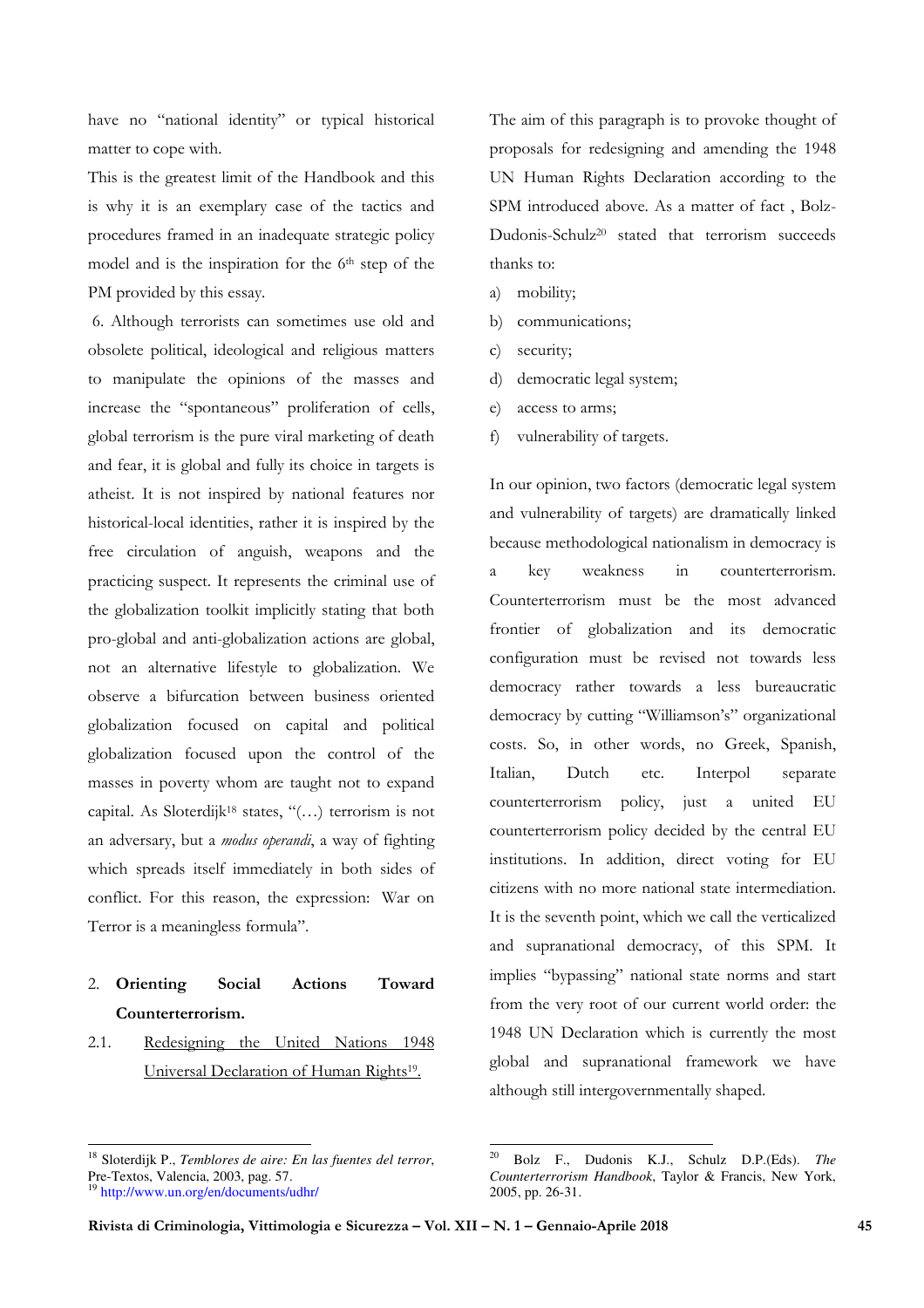have no "national identity" or typical historical matter to cope with.

This is the greatest limit of the Handbook and this is why it is an exemplary case of the tactics and procedures framed in an inadequate strategic policy model and is the inspiration for the 6th step of the PM provided by this essay.

6. Although terrorists can sometimes use old and obsolete political, ideological and religious matters to manipulate the opinions of the masses and increase the "spontaneous" proliferation of cells, global terrorism is the pure viral marketing of death and fear, it is global and fully its choice in targets is atheist. It is not inspired by national features nor historical-local identities, rather it is inspired by the free circulation of anguish, weapons and the practicing suspect. It represents the criminal use of the globalization toolkit implicitly stating that both pro-global and anti-globalization actions are global, not an alternative lifestyle to globalization. We observe a bifurcation between business oriented globalization focused on capital and political globalization focused upon the control of the masses in poverty whom are taught not to expand capital. As Sloterdijk[18] states, "(…) terrorism is not an adversary, but a *modus operandi*, a way of fighting which spreads itself immediately in both sides of conflict. For this reason, the expression: War on Terror is a meaningless formula".

## 2. Orienting Social Actions Toward Counterterrorism.

### 2.1. Redesigning the United Nations 1948 Universal Declaration of Human Rights[19].

The aim of this paragraph is to provoke thought of proposals for redesigning and amending the 1948 UN Human Rights Declaration according to the SPM introduced above. As a matter of fact , Bolz-Dudonis-Schulz[20] stated that terrorism succeeds thanks to:

a) mobility;
b) communications;
c) security;
d) democratic legal system;
e) access to arms;
f) vulnerability of targets.

In our opinion, two factors (democratic legal system and vulnerability of targets) are dramatically linked because methodological nationalism in democracy is a key weakness in counterterrorism. Counterterrorism must be the most advanced frontier of globalization and its democratic configuration must be revised not towards less democracy rather towards a less bureaucratic democracy by cutting "Williamson's" organizational costs. So, in other words, no Greek, Spanish, Italian, Dutch etc. Interpol separate counterterrorism policy, just a united EU counterterrorism policy decided by the central EU institutions. In addition, direct voting for EU citizens with no more national state intermediation. It is the seventh point, which we call the verticalized and supranational democracy, of this SPM. It implies "bypassing" national state norms and start from the very root of our current world order: the 1948 UN Declaration which is currently the most global and supranational framework we have although still intergovernmentally shaped.

---

[18] Sloterdijk P., *Temblores de aire: En las fuentes del terror*, Pre-Textos, Valencia, 2003, pag. 57.

[19] http://www.un.org/en/documents/udhr/

[20] Bolz F., Dudonis K.J., Schulz D.P.(Eds). *The Counterterrorism Handbook*, Taylor & Francis, New York, 2005, pp. 26-31.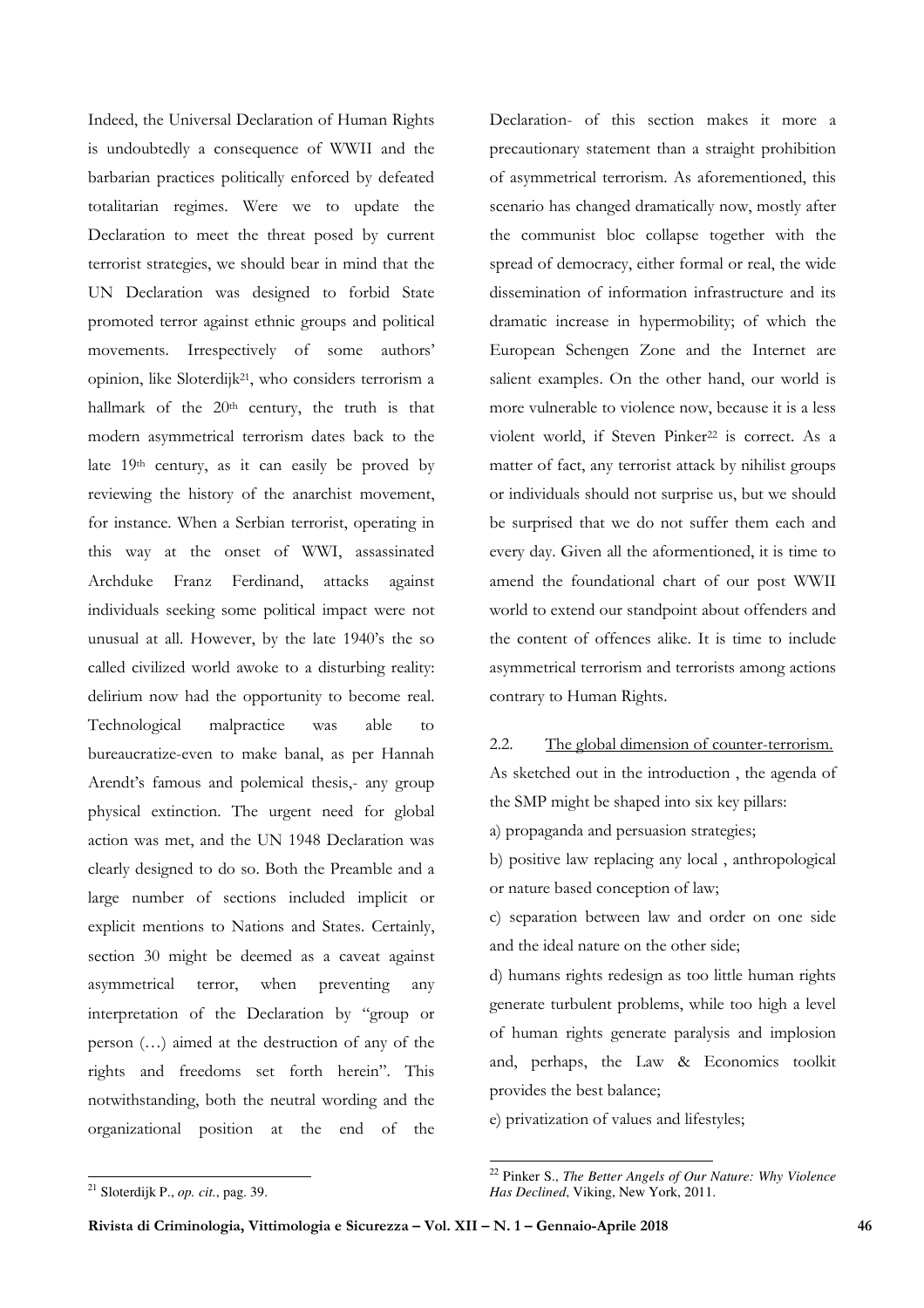Indeed, the Universal Declaration of Human Rights is undoubtedly a consequence of WWII and the barbarian practices politically enforced by defeated totalitarian regimes. Were we to update the Declaration to meet the threat posed by current terrorist strategies, we should bear in mind that the UN Declaration was designed to forbid State promoted terror against ethnic groups and political movements. Irrespectively of some authors' opinion, like Sloterdijk[21], who considers terrorism a hallmark of the 20th century, the truth is that modern asymmetrical terrorism dates back to the late 19th century, as it can easily be proved by reviewing the history of the anarchist movement, for instance. When a Serbian terrorist, operating in this way at the onset of WWI, assassinated Archduke Franz Ferdinand, attacks against individuals seeking some political impact were not unusual at all. However, by the late 1940's the so called civilized world awoke to a disturbing reality: delirium now had the opportunity to become real. Technological malpractice was able to bureaucratize-even to make banal, as per Hannah Arendt's famous and polemical thesis,- any group physical extinction. The urgent need for global action was met, and the UN 1948 Declaration was clearly designed to do so. Both the Preamble and a large number of sections included implicit or explicit mentions to Nations and States. Certainly, section 30 might be deemed as a caveat against asymmetrical terror, when preventing any interpretation of the Declaration by "group or person (…) aimed at the destruction of any of the rights and freedoms set forth herein". This notwithstanding, both the neutral wording and the organizational position at the end of the Declaration- of this section makes it more a precautionary statement than a straight prohibition of asymmetrical terrorism. As aforementioned, this scenario has changed dramatically now, mostly after the communist bloc collapse together with the spread of democracy, either formal or real, the wide dissemination of information infrastructure and its dramatic increase in hypermobility; of which the European Schengen Zone and the Internet are salient examples. On the other hand, our world is more vulnerable to violence now, because it is a less violent world, if Steven Pinker[22] is correct. As a matter of fact, any terrorist attack by nihilist groups or individuals should not surprise us, but we should be surprised that we do not suffer them each and every day. Given all the aforementioned, it is time to amend the foundational chart of our post WWII world to extend our standpoint about offenders and the content of offences alike. It is time to include asymmetrical terrorism and terrorists among actions contrary to Human Rights.

### 2.2. The global dimension of counter-terrorism.

As sketched out in the introduction , the agenda of the SMP might be shaped into six key pillars:

a) propaganda and persuasion strategies;

b) positive law replacing any local , anthropological or nature based conception of law;

c) separation between law and order on one side and the ideal nature on the other side;

d) humans rights redesign as too little human rights generate turbulent problems, while too high a level of human rights generate paralysis and implosion and, perhaps, the Law & Economics toolkit provides the best balance;

e) privatization of values and lifestyles;

---

[21] Sloterdijk P., *op. cit.*, pag. 39.

[22] Pinker S., *The Better Angels of Our Nature: Why Violence Has Declined*, Viking, New York, 2011.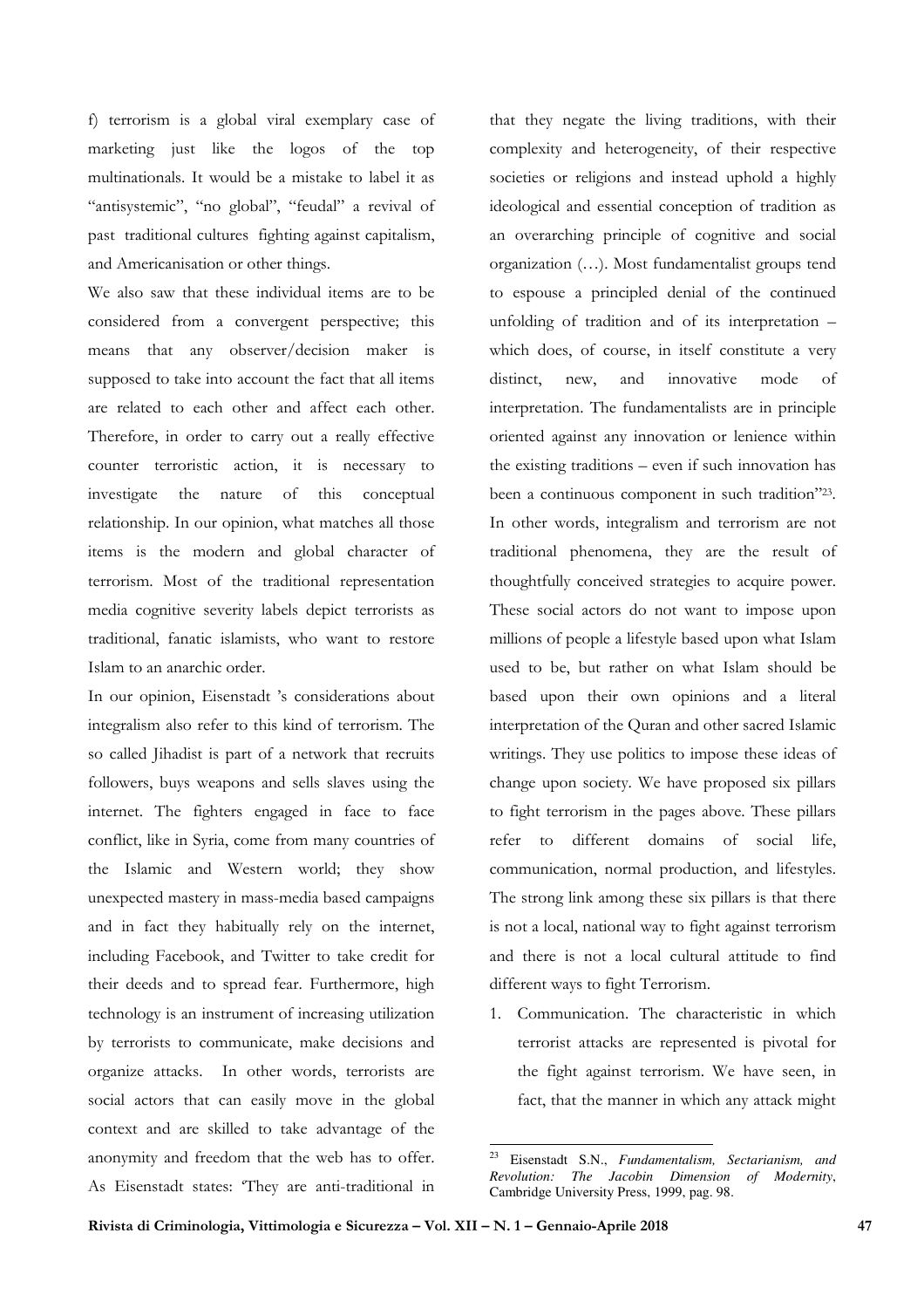f) terrorism is a global viral exemplary case of marketing just like the logos of the top multinationals. It would be a mistake to label it as "antisystemic", "no global", "feudal" a revival of past traditional cultures fighting against capitalism, and Americanisation or other things.

We also saw that these individual items are to be considered from a convergent perspective; this means that any observer/decision maker is supposed to take into account the fact that all items are related to each other and affect each other. Therefore, in order to carry out a really effective counter terroristic action, it is necessary to investigate the nature of this conceptual relationship. In our opinion, what matches all those items is the modern and global character of terrorism. Most of the traditional representation media cognitive severity labels depict terrorists as traditional, fanatic islamists, who want to restore Islam to an anarchic order.

In our opinion, Eisenstadt 's considerations about integralism also refer to this kind of terrorism. The so called Jihadist is part of a network that recruits followers, buys weapons and sells slaves using the internet. The fighters engaged in face to face conflict, like in Syria, come from many countries of the Islamic and Western world; they show unexpected mastery in mass-media based campaigns and in fact they habitually rely on the internet, including Facebook, and Twitter to take credit for their deeds and to spread fear. Furthermore, high technology is an instrument of increasing utilization by terrorists to communicate, make decisions and organize attacks. In other words, terrorists are social actors that can easily move in the global context and are skilled to take advantage of the anonymity and freedom that the web has to offer. As Eisenstadt states: 'They are anti-traditional in that they negate the living traditions, with their complexity and heterogeneity, of their respective societies or religions and instead uphold a highly ideological and essential conception of tradition as an overarching principle of cognitive and social organization (…). Most fundamentalist groups tend to espouse a principled denial of the continued unfolding of tradition and of its interpretation – which does, of course, in itself constitute a very distinct, new, and innovative mode of interpretation. The fundamentalists are in principle oriented against any innovation or lenience within the existing traditions – even if such innovation has been a continuous component in such tradition"[23].

In other words, integralism and terrorism are not traditional phenomena, they are the result of thoughtfully conceived strategies to acquire power. These social actors do not want to impose upon millions of people a lifestyle based upon what Islam used to be, but rather on what Islam should be based upon their own opinions and a literal interpretation of the Quran and other sacred Islamic writings. They use politics to impose these ideas of change upon society. We have proposed six pillars to fight terrorism in the pages above. These pillars refer to different domains of social life, communication, normal production, and lifestyles. The strong link among these six pillars is that there is not a local, national way to fight against terrorism and there is not a local cultural attitude to find different ways to fight Terrorism.

1. Communication. The characteristic in which terrorist attacks are represented is pivotal for the fight against terrorism. We have seen, in fact, that the manner in which any attack might

[23] Eisenstadt S.N., *Fundamentalism, Sectarianism, and Revolution: The Jacobin Dimension of Modernity*, Cambridge University Press, 1999, pag. 98.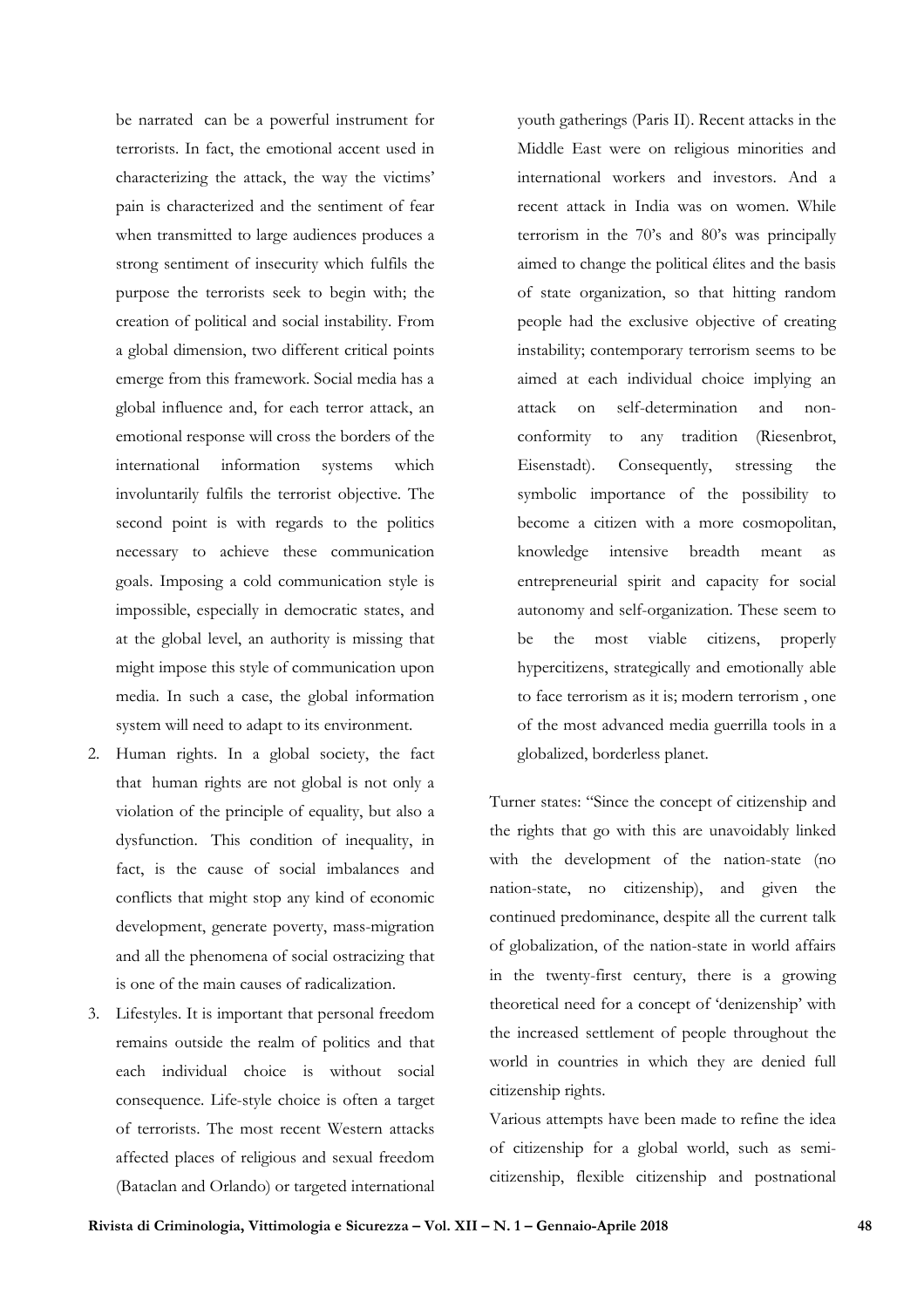be narrated can be a powerful instrument for terrorists. In fact, the emotional accent used in characterizing the attack, the way the victims' pain is characterized and the sentiment of fear when transmitted to large audiences produces a strong sentiment of insecurity which fulfils the purpose the terrorists seek to begin with; the creation of political and social instability. From a global dimension, two different critical points emerge from this framework. Social media has a global influence and, for each terror attack, an emotional response will cross the borders of the international information systems which involuntarily fulfils the terrorist objective. The second point is with regards to the politics necessary to achieve these communication goals. Imposing a cold communication style is impossible, especially in democratic states, and at the global level, an authority is missing that might impose this style of communication upon media. In such a case, the global information system will need to adapt to its environment.

2. Human rights. In a global society, the fact that human rights are not global is not only a violation of the principle of equality, but also a dysfunction. This condition of inequality, in fact, is the cause of social imbalances and conflicts that might stop any kind of economic development, generate poverty, mass-migration and all the phenomena of social ostracizing that is one of the main causes of radicalization.
3. Lifestyles. It is important that personal freedom remains outside the realm of politics and that each individual choice is without social consequence. Life-style choice is often a target of terrorists. The most recent Western attacks affected places of religious and sexual freedom (Bataclan and Orlando) or targeted international youth gatherings (Paris II). Recent attacks in the Middle East were on religious minorities and international workers and investors. And a recent attack in India was on women. While terrorism in the 70's and 80's was principally aimed to change the political élites and the basis of state organization, so that hitting random people had the exclusive objective of creating instability; contemporary terrorism seems to be aimed at each individual choice implying an attack on self-determination and non-conformity to any tradition (Riesenbrot, Eisenstadt). Consequently, stressing the symbolic importance of the possibility to become a citizen with a more cosmopolitan, knowledge intensive breadth meant as entrepreneurial spirit and capacity for social autonomy and self-organization. These seem to be the most viable citizens, properly hypercitizens, strategically and emotionally able to face terrorism as it is; modern terrorism , one of the most advanced media guerrilla tools in a globalized, borderless planet.

Turner states: "Since the concept of citizenship and the rights that go with this are unavoidably linked with the development of the nation-state (no nation-state, no citizenship), and given the continued predominance, despite all the current talk of globalization, of the nation-state in world affairs in the twenty-first century, there is a growing theoretical need for a concept of 'denizenship' with the increased settlement of people throughout the world in countries in which they are denied full citizenship rights.

Various attempts have been made to refine the idea of citizenship for a global world, such as semi-citizenship, flexible citizenship and postnational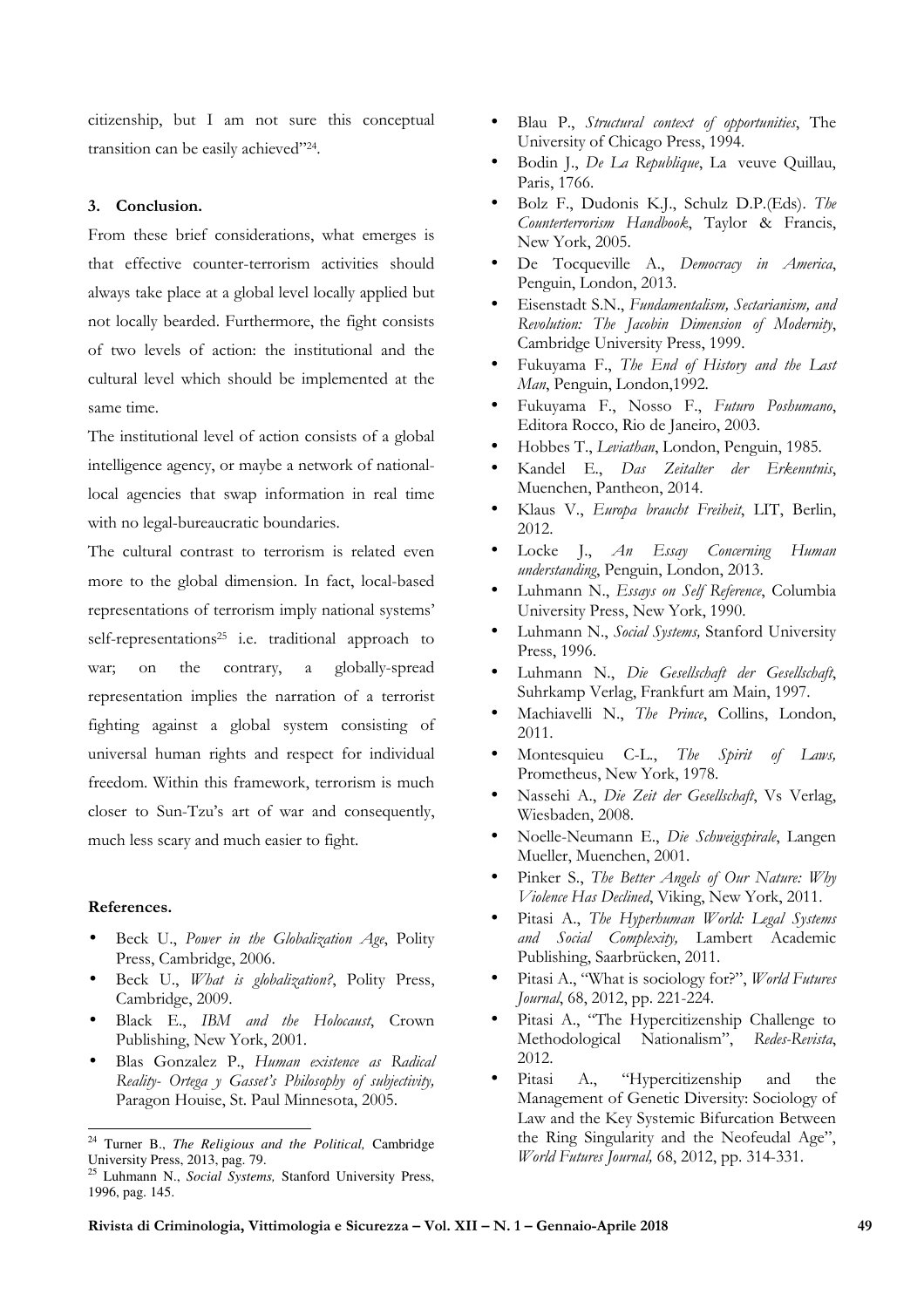citizenship, but I am not sure this conceptual transition can be easily achieved"[24].

### 3. Conclusion.

From these brief considerations, what emerges is that effective counter-terrorism activities should always take place at a global level locally applied but not locally bearded. Furthermore, the fight consists of two levels of action: the institutional and the cultural level which should be implemented at the same time.

The institutional level of action consists of a global intelligence agency, or maybe a network of national-local agencies that swap information in real time with no legal-bureaucratic boundaries.

The cultural contrast to terrorism is related even more to the global dimension. In fact, local-based representations of terrorism imply national systems' self-representations[25] i.e. traditional approach to war; on the contrary, a globally-spread representation implies the narration of a terrorist fighting against a global system consisting of universal human rights and respect for individual freedom. Within this framework, terrorism is much closer to Sun-Tzu's art of war and consequently, much less scary and much easier to fight.

### References.

- Beck U., *Power in the Globalization Age*, Polity Press, Cambridge, 2006.
- Beck U., *What is globalization?*, Polity Press, Cambridge, 2009.
- Black E., *IBM and the Holocaust*, Crown Publishing, New York, 2001.
- Blas Gonzalez P., *Human existence as Radical Reality- Ortega y Gasset's Philosophy of subjectivity,* Paragon Houise, St. Paul Minnesota, 2005.
- Blau P., *Structural context of opportunities*, The University of Chicago Press, 1994.
- Bodin J., *De La Republique*, La veuve Quillau, Paris, 1766.
- Bolz F., Dudonis K.J., Schulz D.P.(Eds). *The Counterterrorism Handbook*, Taylor & Francis, New York, 2005.
- De Tocqueville A., *Democracy in America*, Penguin, London, 2013.
- Eisenstadt S.N., *Fundamentalism, Sectarianism, and Revolution: The Jacobin Dimension of Modernity*, Cambridge University Press, 1999.
- Fukuyama F., *The End of History and the Last Man*, Penguin, London,1992.
- Fukuyama F., Nosso F., *Futuro Poshumano*, Editora Rocco, Rio de Janeiro, 2003.
- Hobbes T., *Leviathan*, London, Penguin, 1985.
- Kandel E., *Das Zeitalter der Erkenntnis*, Muenchen, Pantheon, 2014.
- Klaus V., *Europa braucht Freiheit*, LIT, Berlin, 2012.
- Locke J., *An Essay Concerning Human understanding*, Penguin, London, 2013.
- Luhmann N., *Essays on Self Reference*, Columbia University Press, New York, 1990.
- Luhmann N., *Social Systems,* Stanford University Press, 1996.
- Luhmann N., *Die Gesellschaft der Gesellschaft*, Suhrkamp Verlag, Frankfurt am Main, 1997.
- Machiavelli N., *The Prince*, Collins, London, 2011.
- Montesquieu C-L., *The Spirit of Laws,* Prometheus, New York, 1978.
- Nassehi A., *Die Zeit der Gesellschaft*, Vs Verlag, Wiesbaden, 2008.
- Noelle-Neumann E., *Die Schweigspirale*, Langen Mueller, Muenchen, 2001.
- Pinker S., *The Better Angels of Our Nature: Why Violence Has Declined*, Viking, New York, 2011.
- Pitasi A., *The Hyperhuman World: Legal Systems and Social Complexity,* Lambert Academic Publishing, Saarbrücken, 2011.
- Pitasi A., "What is sociology for?", *World Futures Journal*, 68, 2012, pp. 221-224.
- Pitasi A., "The Hypercitizenship Challenge to Methodological Nationalism", *Redes-Revista*, 2012.
- Pitasi A., "Hypercitizenship and the Management of Genetic Diversity: Sociology of Law and the Key Systemic Bifurcation Between the Ring Singularity and the Neofeudal Age", *World Futures Journal,* 68, 2012, pp. 314-331.

---

[24] Turner B., *The Religious and the Political,* Cambridge University Press, 2013, pag. 79.

[25] Luhmann N., *Social Systems,* Stanford University Press, 1996, pag. 145.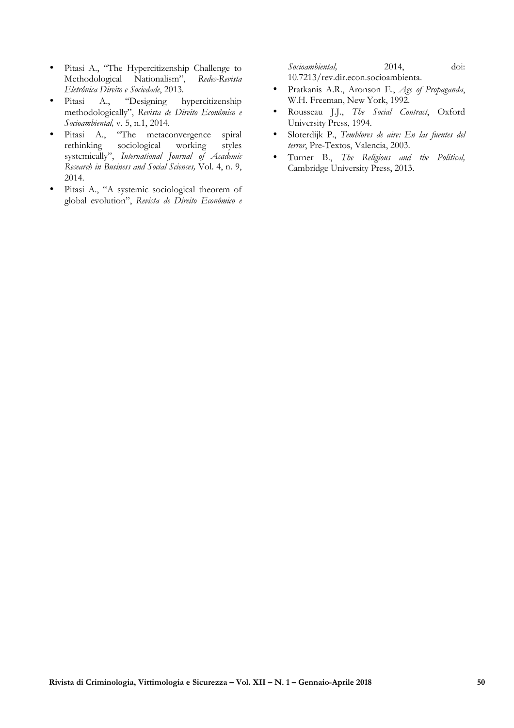- Pitasi A., "The Hypercitizenship Challenge to Methodological Nationalism", *Redes-Revista Eletrônica Direito e Sociedade*, 2013.
- Pitasi A., "Designing hypercitizenship methodologically", *Revista de Direito Econômico e Socioambiental,* v. 5, n.1, 2014.
- Pitasi A., "The metaconvergence spiral rethinking sociological working styles systemically", *International Journal of Academic Research in Business and Social Sciences,* Vol. 4, n. 9, 2014.
- Pitasi A., "A systemic sociological theorem of global evolution", *Revista de Direito Econômico e Socioambiental,* 2014, doi: 10.7213/rev.dir.econ.socioambienta.
- Pratkanis A.R., Aronson E., *Age of Propaganda*, W.H. Freeman, New York, 1992.
- Rousseau J.J., *The Social Contract*, Oxford University Press, 1994.
- Sloterdijk P., *Temblores de aire: En las fuentes del terror*, Pre-Textos, Valencia, 2003.
- Turner B., *The Religious and the Political,* Cambridge University Press, 2013.